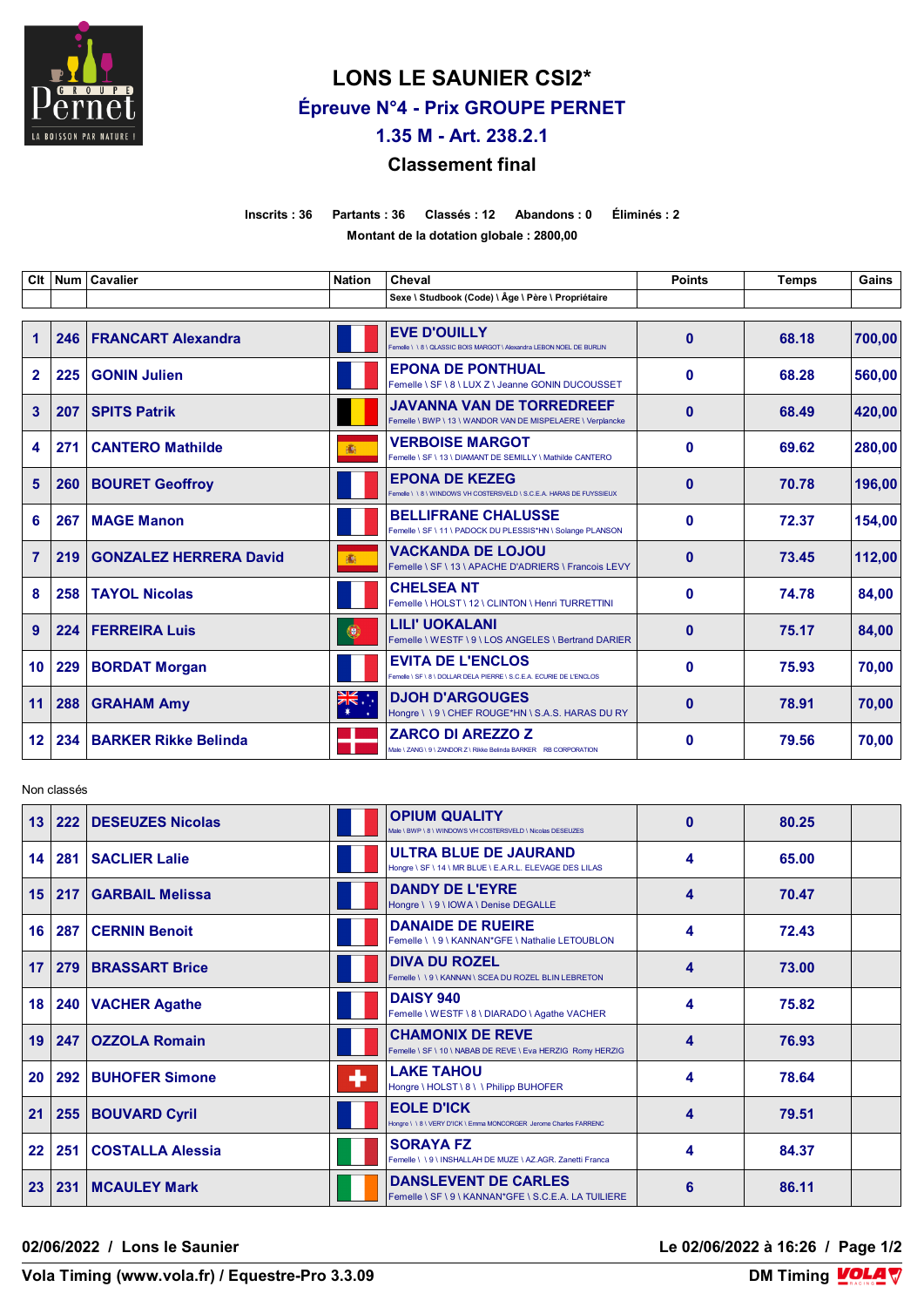# LONS LE SAUNIER CSI2*

## Épreuve N°4 - Prix GROUPE PERNET

## 1.35 M - Art. 238.2.1

## Classement final

**Inscrits : 36 Partants : 36 Classés : 12 Abandons : 0 Éliminés : 2**

**Montant de la dotation globale : 2800,00**

| Clt | Num | Cavalier | Nation | Cheval<br>Sexe \ Studbook (Code) \ Âge \ Père \ Propriétaire | Points | Temps | Gains |
|---|---|---|---|---|---|---|---|
| 1 | 246 | FRANCART Alexandra | | EVE D'OUILLY<br>Femelle \ \ 8 \ QLASSIC BOIS MARGOT \ Alexandra LEBON NOEL DE BURLIN | 0 | 68.18 | 700,00 |
| 2 | 225 | GONIN Julien | | EPONA DE PONTHUAL<br>Femelle \ SF \ 8 \ LUX Z \ Jeanne GONIN DUCOUSSET | 0 | 68.28 | 560,00 |
| 3 | 207 | SPITS Patrik | | JAVANNA VAN DE TORREDREEF<br>Femelle \ BWP \ 13 \ WANDOR VAN DE MISPELAERE \ Verplancke | 0 | 68.49 | 420,00 |
| 4 | 271 | CANTERO Mathilde | | VERBOISE MARGOT<br>Femelle \ SF \ 13 \ DIAMANT DE SEMILLY \ Mathilde CANTERO | 0 | 69.62 | 280,00 |
| 5 | 260 | BOURET Geoffroy | | EPONA DE KEZEG<br>Femelle \ \ 8 \ WINDOWS VH COSTERSVELD \ S.C.E.A. HARAS DE FUYSSIEUX | 0 | 70.78 | 196,00 |
| 6 | 267 | MAGE Manon | | BELLIFRANE CHALUSSE<br>Femelle \ SF \ 11 \ PADOCK DU PLESSIS*HN \ Solange PLANSON | 0 | 72.37 | 154,00 |
| 7 | 219 | GONZALEZ HERRERA David | | VACKANDA DE LOJOU<br>Femelle \ SF \ 13 \ APACHE D'ADRIERS \ Francois LEVY | 0 | 73.45 | 112,00 |
| 8 | 258 | TAYOL Nicolas | | CHELSEA NT<br>Femelle \ HOLST \ 12 \ CLINTON \ Henri TURRETTINI | 0 | 74.78 | 84,00 |
| 9 | 224 | FERREIRA Luis | | LILI' UOKALANI<br>Femelle \ WESTF \ 9 \ LOS ANGELES \ Bertrand DARIER | 0 | 75.17 | 84,00 |
| 10 | 229 | BORDAT Morgan | | EVITA DE L'ENCLOS<br>Femelle \ SF \ 8 \ DOLLAR DELA PIERRE \ S.C.E.A. ECURIE DE L'ENCLOS | 0 | 75.93 | 70,00 |
| 11 | 288 | GRAHAM Amy | | DJOH D'ARGOUGES<br>Hongre \ \ 9 \ CHEF ROUGE*HN \ S.A.S. HARAS DU RY | 0 | 78.91 | 70,00 |
| 12 | 234 | BARKER Rikke Belinda | | ZARCO DI AREZZO Z<br>Male \ ZANG \ 9 \ ZANDOR Z \ Rikke Belinda BARKER RB CORPORATION | 0 | 79.56 | 70,00 |

Non classés

| Clt | Num | Cavalier | Nation | Cheval<br>Sexe \ Studbook (Code) \ Âge \ Père \ Propriétaire | Points | Temps | Gains |
|---|---|---|---|---|---|---|---|
| 13 | 222 | DESEUZES Nicolas | | OPIUM QUALITY<br>Male \ BWP \ 8 \ WINDOWS VH COSTERSVELD \ Nicolas DESEUZES | 0 | 80.25 | |
| 14 | 281 | SACLIER Lalie | | ULTRA BLUE DE JAURAND<br>Hongre \ SF \ 14 \ MR BLUE \ E.A.R.L. ELEVAGE DES LILAS | 4 | 65.00 | |
| 15 | 217 | GARBAIL Melissa | | DANDY DE L'EYRE<br>Hongre \ \ 9 \ IOWA \ Denise DEGALLE | 4 | 70.47 | |
| 16 | 287 | CERNIN Benoit | | DANAIDE DE RUEIRE<br>Femelle \ \ 9 \ KANNAN*GFE \ Nathalie LETOUBLON | 4 | 72.43 | |
| 17 | 279 | BRASSART Brice | | DIVA DU ROZEL<br>Femelle \ \ 9 \ KANNAN \ SCEA DU ROZEL BLIN LEBRETON | 4 | 73.00 | |
| 18 | 240 | VACHER Agathe | | DAISY 940<br>Femelle \ WESTF \ 8 \ DIARADO \ Agathe VACHER | 4 | 75.82 | |
| 19 | 247 | OZZOLA Romain | | CHAMONIX DE REVE<br>Femelle \ SF \ 10 \ NABAB DE REVE \ Eva HERZIG Romy HERZIG | 4 | 76.93 | |
| 20 | 292 | BUHOFER Simone | | LAKE TAHOU<br>Hongre \ HOLST \ 8 \ \ Philipp BUHOFER | 4 | 78.64 | |
| 21 | 255 | BOUVARD Cyril | | EOLE D'ICK<br>Hongre \ \ 8 \ VERY D'ICK \ Emma MONCORGER Jerome Charles FARRENC | 4 | 79.51 | |
| 22 | 251 | COSTALLA Alessia | | SORAYA FZ<br>Femelle \ \ 9 \ INSHALLAH DE MUZE \ AZ.AGR. Zanetti Franca | 4 | 84.37 | |
| 23 | 231 | MCAULEY Mark | | DANSLEVENT DE CARLES<br>Femelle \ SF \ 9 \ KANNAN*GFE \ S.C.E.A. LA TUILIERE | 6 | 86.11 | |

02/06/2022 / Lons le Saunier — Le 02/06/2022 à 16:26

Vola Timing (www.vola.fr) / Equestre-Pro 3.3.09 — DM Timing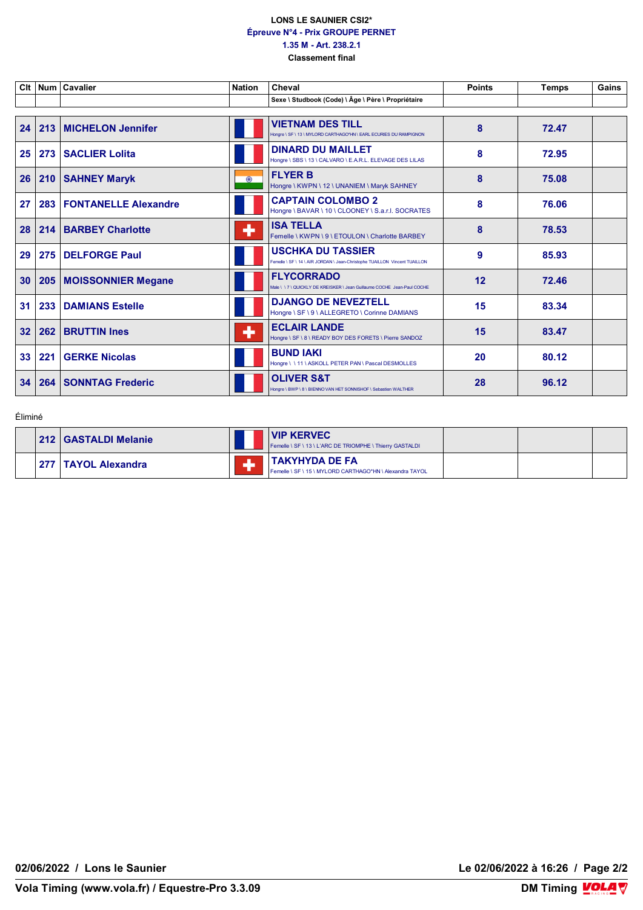**LONS LE SAUNIER CSI2***

**Épreuve N°4 - Prix GROUPE PERNET**

**1.35 M - Art. 238.2.1**

**Classement final**

| Clt | Num | Cavalier | Nation | Cheval<br>Sexe \ Studbook (Code) \ Âge \ Père \ Propriétaire | Points | Temps | Gains |
|---|---|---|---|---|---|---|---|
| 24 | 213 | MICHELON Jennifer | | **VIETNAM DES TILL**<br>Hongre \ SF \ 13 \ MYLORD CARTHAGO*HN \ EARL ECURIES DU RAMPIGNON | 8 | 72.47 | |
| 25 | 273 | SACLIER Lolita | | **DINARD DU MAILLET**<br>Hongre \ SBS \ 13 \ CALVARO \ E.A.R.L. ELEVAGE DES LILAS | 8 | 72.95 | |
| 26 | 210 | SAHNEY Maryk | | **FLYER B**<br>Hongre \ KWPN \ 12 \ UNANIEM \ Maryk SAHNEY | 8 | 75.08 | |
| 27 | 283 | FONTANELLE Alexandre | | **CAPTAIN COLOMBO 2**<br>Hongre \ BAVAR \ 10 \ CLOONEY \ S.a.r.l. SOCRATES | 8 | 76.06 | |
| 28 | 214 | BARBEY Charlotte | | **ISA TELLA**<br>Femelle \ KWPN \ 9 \ ETOULON \ Charlotte BARBEY | 8 | 78.53 | |
| 29 | 275 | DELFORGE Paul | | **USCHKA DU TASSIER**<br>Femelle \ SF \ 14 \ AIR JORDAN \ Jean-Christophe TUAILLON Vincent TUAILLON | 9 | 85.93 | |
| 30 | 205 | MOISSONNIER Megane | | **FLYCORRADO**<br>Male \ \ 7 \ QUICKLY DE KREISKER \ Jean Guillaume COCHE Jean-Paul COCHE | 12 | 72.46 | |
| 31 | 233 | DAMIANS Estelle | | **DJANGO DE NEVEZTELL**<br>Hongre \ SF \ 9 \ ALLEGRETO \ Corinne DAMIANS | 15 | 83.34 | |
| 32 | 262 | BRUTTIN Ines | | **ECLAIR LANDE**<br>Hongre \ SF \ 8 \ READY BOY DES FORETS \ Pierre SANDOZ | 15 | 83.47 | |
| 33 | 221 | GERKE Nicolas | | **BUND IAKI**<br>Hongre \ \ 11 \ ASKOLL PETER PAN \ Pascal DESMOLLES | 20 | 80.12 | |
| 34 | 264 | SONNTAG Frederic | | **OLIVER S&T**<br>Hongre \ BWP \ 8 \ BIENNO VAN HET SONNISHOF \ Sebastien WALTHER | 28 | 96.12 | |

Éliminé

| Clt | Num | Cavalier | Nation | Cheval | Points | Temps | Gains |
|---|---|---|---|---|---|---|---|
| | 212 | GASTALDI Melanie | | **VIP KERVEC**<br>Femelle \ SF \ 13 \ L'ARC DE TRIOMPHE \ Thierry GASTALDI | | | |
| | 277 | TAYOL Alexandra | | **TAKYHYDA DE FA**<br>Femelle \ SF \ 15 \ MYLORD CARTHAGO*HN \ Alexandra TAYOL | | | |

02/06/2022 / Lons le Saunier — Le 02/06/2022 à 16:26

Vola Timing (www.vola.fr) / Equestre-Pro 3.3.09 — DM Timing